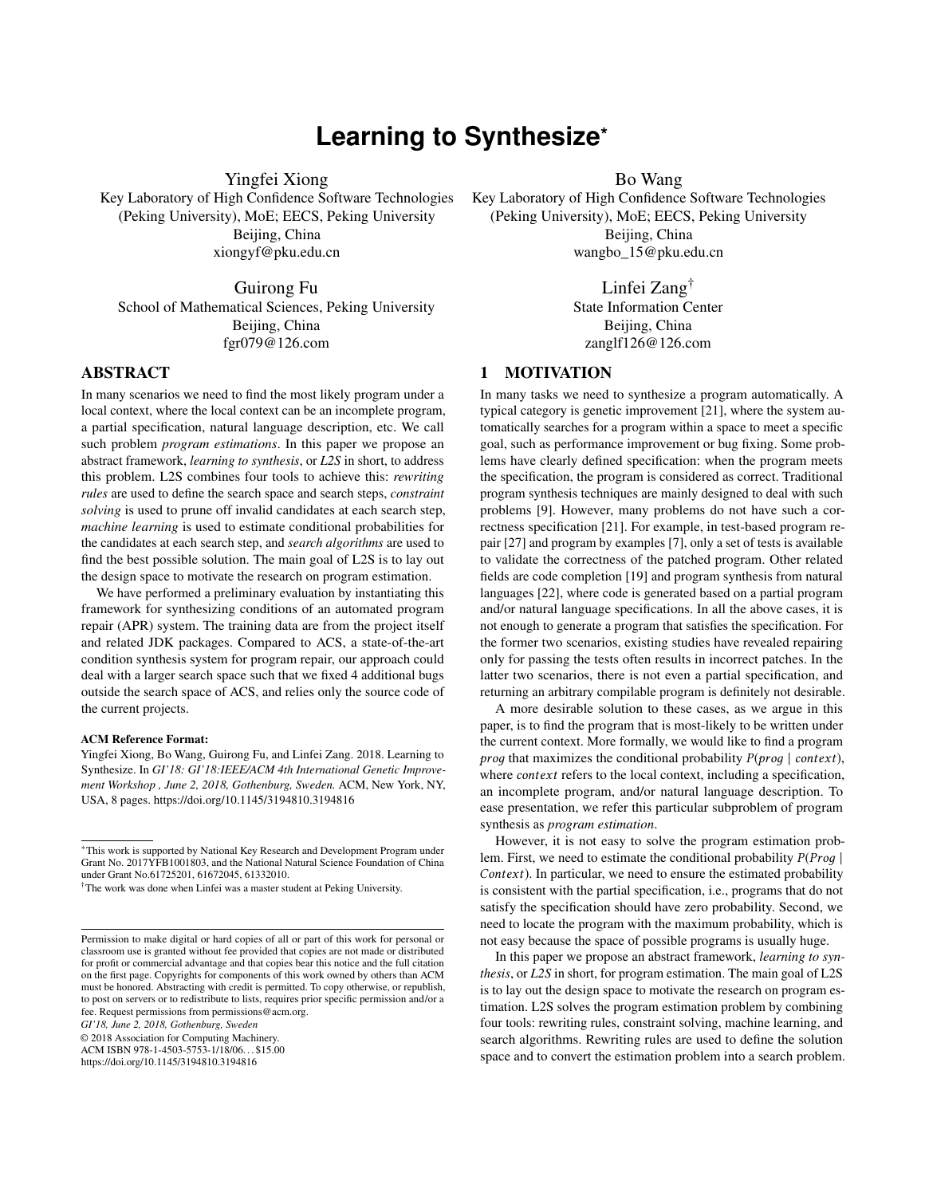# Learning to Synthesize*

Yingfei Xiong
Key Laboratory of High Confidence Software Technologies (Peking University), MoE; EECS, Peking University
Beijing, China
xiongyf@pku.edu.cn

Bo Wang
Key Laboratory of High Confidence Software Technologies (Peking University), MoE; EECS, Peking University
Beijing, China
wangbo_15@pku.edu.cn

Guirong Fu
School of Mathematical Sciences, Peking University
Beijing, China
fgr079@126.com

Linfei Zang[†]
State Information Center
Beijing, China
zanglf126@126.com

## ABSTRACT

In many scenarios we need to find the most likely program under a local context, where the local context can be an incomplete program, a partial specification, natural language description, etc. We call such problem *program estimations*. In this paper we propose an abstract framework, *learning to synthesis*, or *L2S* in short, to address this problem. L2S combines four tools to achieve this: *rewriting rules* are used to define the search space and search steps, *constraint solving* is used to prune off invalid candidates at each search step, *machine learning* is used to estimate conditional probabilities for the candidates at each search step, and *search algorithms* are used to find the best possible solution. The main goal of L2S is to lay out the design space to motivate the research on program estimation.

We have performed a preliminary evaluation by instantiating this framework for synthesizing conditions of an automated program repair (APR) system. The training data are from the project itself and related JDK packages. Compared to ACS, a state-of-the-art condition synthesis system for program repair, our approach could deal with a larger search space such that we fixed 4 additional bugs outside the search space of ACS, and relies only the source code of the current projects.

**ACM Reference Format:**
Yingfei Xiong, Bo Wang, Guirong Fu, and Linfei Zang. 2018. Learning to Synthesize. In *GI'18: GI'18:IEEE/ACM 4th International Genetic Improvement Workshop , June 2, 2018, Gothenburg, Sweden.* ACM, New York, NY, USA, 8 pages. https://doi.org/10.1145/3194810.3194816

*This work is supported by National Key Research and Development Program under Grant No. 2017YFB1001803, and the National Natural Science Foundation of China under Grant No.61725201, 61672045, 61332010.

[†]The work was done when Linfei was a master student at Peking University.

Permission to make digital or hard copies of all or part of this work for personal or classroom use is granted without fee provided that copies are not made or distributed for profit or commercial advantage and that copies bear this notice and the full citation on the first page. Copyrights for components of this work owned by others than ACM must be honored. Abstracting with credit is permitted. To copy otherwise, or republish, to post on servers or to redistribute to lists, requires prior specific permission and/or a fee. Request permissions from permissions@acm.org.
*GI'18, June 2, 2018, Gothenburg, Sweden*
© 2018 Association for Computing Machinery.
ACM ISBN 978-1-4503-5753-1/18/06...$15.00
https://doi.org/10.1145/3194810.3194816

## 1 MOTIVATION

In many tasks we need to synthesize a program automatically. A typical category is genetic improvement [21], where the system automatically searches for a program within a space to meet a specific goal, such as performance improvement or bug fixing. Some problems have clearly defined specification: when the program meets the specification, the program is considered as correct. Traditional program synthesis techniques are mainly designed to deal with such problems [9]. However, many problems do not have such a correctness specification [21]. For example, in test-based program repair [27] and program by examples [7], only a set of tests is available to validate the correctness of the patched program. Other related fields are code completion [19] and program synthesis from natural languages [22], where code is generated based on a partial program and/or natural language specifications. In all the above cases, it is not enough to generate a program that satisfies the specification. For the former two scenarios, existing studies have revealed repairing only for passing the tests often results in incorrect patches. In the latter two scenarios, there is not even a partial specification, and returning an arbitrary compilable program is definitely not desirable.

A more desirable solution to these cases, as we argue in this paper, is to find the program that is most-likely to be written under the current context. More formally, we would like to find a program $prog$ that maximizes the conditional probability $P(prog \mid context)$, where $context$ refers to the local context, including a specification, an incomplete program, and/or natural language description. To ease presentation, we refer this particular subproblem of program synthesis as *program estimation*.

However, it is not easy to solve the program estimation problem. First, we need to estimate the conditional probability $P(Prog \mid Context)$. In particular, we need to ensure the estimated probability is consistent with the partial specification, i.e., programs that do not satisfy the specification should have zero probability. Second, we need to locate the program with the maximum probability, which is not easy because the space of possible programs is usually huge.

In this paper we propose an abstract framework, *learning to synthesis*, or *L2S* in short, for program estimation. The main goal of L2S is to lay out the design space to motivate the research on program estimation. L2S solves the program estimation problem by combining four tools: rewriting rules, constraint solving, machine learning, and search algorithms. Rewriting rules are used to define the solution space and to convert the estimation problem into a search problem.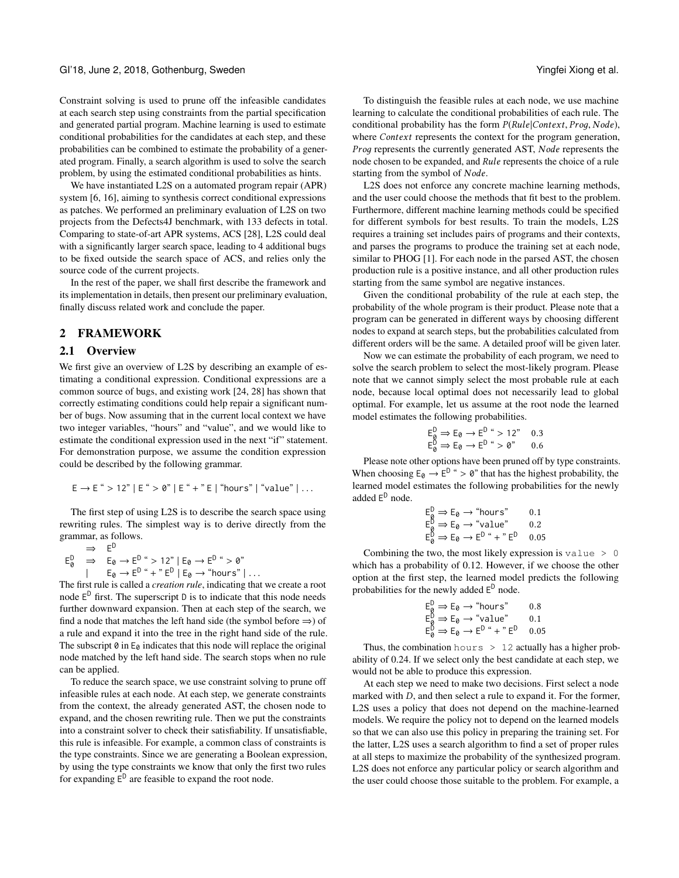Constraint solving is used to prune off the infeasible candidates at each search step using constraints from the partial specification and generated partial program. Machine learning is used to estimate conditional probabilities for the candidates at each step, and these probabilities can be combined to estimate the probability of a generated program. Finally, a search algorithm is used to solve the search problem, by using the estimated conditional probabilities as hints.

We have instantiated L2S on a automated program repair (APR) system [6, 16], aiming to synthesis correct conditional expressions as patches. We performed an preliminary evaluation of L2S on two projects from the Defects4J benchmark, with 133 defects in total. Comparing to state-of-art APR systems, ACS [28], L2S could deal with a significantly larger search space, leading to 4 additional bugs to be fixed outside the search space of ACS, and relies only the source code of the current projects.

In the rest of the paper, we shall first describe the framework and its implementation in details, then present our preliminary evaluation, finally discuss related work and conclude the paper.

## 2 FRAMEWORK

### 2.1 Overview

We first give an overview of L2S by describing an example of estimating a conditional expression. Conditional expressions are a common source of bugs, and existing work [24, 28] has shown that correctly estimating conditions could help repair a significant number of bugs. Now assuming that in the current local context we have two integer variables, "hours" and "value", and we would like to estimate the conditional expression used in the next "if" statement. For demonstration purpose, we assume the condition expression could be described by the following grammar.

$$\mathsf{E} \rightarrow \mathsf{E}\text{ “} > 12\text{” } \mid \mathsf{E}\text{ “} > 0\text{” } \mid \mathsf{E}\text{ “} + \text{” }\mathsf{E} \mid \text{“hours”} \mid \text{“value”} \mid \ldots$$

The first step of using L2S is to describe the search space using rewriting rules. The simplest way is to derive directly from the grammar, as follows.

$$\begin{aligned} &\Rightarrow \quad \mathsf{E}^{\mathsf{D}} \\ \mathsf{E}^{\mathsf{D}}_{\emptyset} \quad &\Rightarrow \quad \mathsf{E}_{\emptyset} \rightarrow \mathsf{E}^{\mathsf{D}}\text{ “} > 12\text{” } \mid \mathsf{E}_{\emptyset} \rightarrow \mathsf{E}^{\mathsf{D}}\text{ “} > 0\text{”} \\ &\mid \quad \mathsf{E}_{\emptyset} \rightarrow \mathsf{E}^{\mathsf{D}}\text{ “} + \text{” }\mathsf{E}^{\mathsf{D}} \mid \mathsf{E}_{\emptyset} \rightarrow \text{“hours”} \mid \ldots \end{aligned}$$

The first rule is called a *creation rule*, indicating that we create a root node $\mathsf{E}^{\mathsf{D}}$ first. The superscript D is to indicate that this node needs further downward expansion. Then at each step of the search, we find a node that matches the left hand side (the symbol before ⇒) of a rule and expand it into the tree in the right hand side of the rule. The subscript $\emptyset$ in $\mathsf{E}_{\emptyset}$ indicates that this node will replace the original node matched by the left hand side. The search stops when no rule can be applied.

To reduce the search space, we use constraint solving to prune off infeasible rules at each node. At each step, we generate constraints from the context, the already generated AST, the chosen node to expand, and the chosen rewriting rule. Then we put the constraints into a constraint solver to check their satisfiability. If unsatisfiable, this rule is infeasible. For example, a common class of constraints is the type constraints. Since we are generating a Boolean expression, by using the type constraints we know that only the first two rules for expanding $\mathsf{E}^{\mathsf{D}}$ are feasible to expand the root node.

To distinguish the feasible rules at each node, we use machine learning to calculate the conditional probabilities of each rule. The conditional probability has the form $P(Rule|Context, Prog, Node)$, where $Context$ represents the context for the program generation, $Prog$ represents the currently generated AST, $Node$ represents the node chosen to be expanded, and $Rule$ represents the choice of a rule starting from the symbol of $Node$.

L2S does not enforce any concrete machine learning methods, and the user could choose the methods that fit best to the problem. Furthermore, different machine learning methods could be specified for different symbols for best results. To train the models, L2S requires a training set includes pairs of programs and their contexts, and parses the programs to produce the training set at each node, similar to PHOG [1]. For each node in the parsed AST, the chosen production rule is a positive instance, and all other production rules starting from the same symbol are negative instances.

Given the conditional probability of the rule at each step, the probability of the whole program is their product. Please note that a program can be generated in different ways by choosing different nodes to expand at search steps, but the probabilities calculated from different orders will be the same. A detailed proof will be given later.

Now we can estimate the probability of each program, we need to solve the search problem to select the most-likely program. Please note that we cannot simply select the most probable rule at each node, because local optimal does not necessarily lead to global optimal. For example, let us assume at the root node the learned model estimates the following probabilities.

$$\begin{aligned} \mathsf{E}^{\mathsf{D}}_{\emptyset} \Rightarrow \mathsf{E}_{\emptyset} \rightarrow \mathsf{E}^{\mathsf{D}}\text{ “} > 12\text{”} \quad & 0.3 \\ \mathsf{E}^{\mathsf{D}}_{\emptyset} \Rightarrow \mathsf{E}_{\emptyset} \rightarrow \mathsf{E}^{\mathsf{D}}\text{ “} > 0\text{”} \quad & 0.6 \end{aligned}$$

Please note other options have been pruned off by type constraints. When choosing $\mathsf{E}_{\emptyset} \rightarrow \mathsf{E}^{\mathsf{D}}\text{ “} > 0\text{”}$ that has the highest probability, the learned model estimates the following probabilities for the newly added $\mathsf{E}^{\mathsf{D}}$ node.

$$\begin{aligned} \mathsf{E}^{\mathsf{D}}_{\emptyset} \Rightarrow \mathsf{E}_{\emptyset} \rightarrow \text{“hours”} \quad & 0.1 \\ \mathsf{E}^{\mathsf{D}}_{\emptyset} \Rightarrow \mathsf{E}_{\emptyset} \rightarrow \text{“value”} \quad & 0.2 \\ \mathsf{E}^{\mathsf{D}}_{\emptyset} \Rightarrow \mathsf{E}_{\emptyset} \rightarrow \mathsf{E}^{\mathsf{D}}\text{ “} + \text{” }\mathsf{E}^{\mathsf{D}} \quad & 0.05 \end{aligned}$$

Combining the two, the most likely expression is `value > 0` which has a probability of 0.12. However, if we choose the other option at the first step, the learned model predicts the following probabilities for the newly added $\mathsf{E}^{\mathsf{D}}$ node.

$$\begin{aligned} \mathsf{E}^{\mathsf{D}}_{\emptyset} \Rightarrow \mathsf{E}_{\emptyset} \rightarrow \text{“hours”} \quad & 0.8 \\ \mathsf{E}^{\mathsf{D}}_{\emptyset} \Rightarrow \mathsf{E}_{\emptyset} \rightarrow \text{“value”} \quad & 0.1 \\ \mathsf{E}^{\mathsf{D}}_{\emptyset} \Rightarrow \mathsf{E}_{\emptyset} \rightarrow \mathsf{E}^{\mathsf{D}}\text{ “} + \text{” }\mathsf{E}^{\mathsf{D}} \quad & 0.05 \end{aligned}$$

Thus, the combination `hours > 12` actually has a higher probability of 0.24. If we select only the best candidate at each step, we would not be able to produce this expression.

At each step we need to make two decisions. First select a node marked with $D$, and then select a rule to expand it. For the former, L2S uses a policy that does not depend on the machine-learned models. We require the policy not to depend on the learned models so that we can also use this policy in preparing the training set. For the latter, L2S uses a search algorithm to find a set of proper rules at all steps to maximize the probability of the synthesized program. L2S does not enforce any particular policy or search algorithm and the user could choose those suitable to the problem. For example, a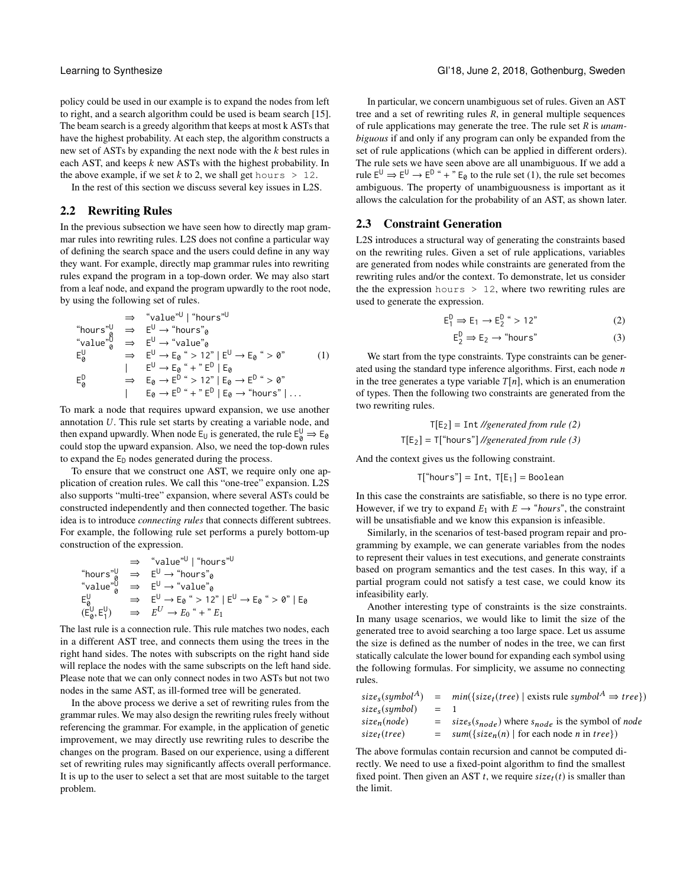policy could be used in our example is to expand the nodes from left to right, and a search algorithm could be used is beam search [15]. The beam search is a greedy algorithm that keeps at most k ASTs that have the highest probability. At each step, the algorithm constructs a new set of ASTs by expanding the next node with the *k* best rules in each AST, and keeps *k* new ASTs with the highest probability. In the above example, if we set *k* to 2, we shall get `hours > 12`.

In the rest of this section we discuss several key issues in L2S.

## 2.2 Rewriting Rules

In the previous subsection we have seen how to directly map grammar rules into rewriting rules. L2S does not confine a particular way of defining the search space and the users could define in any way they want. For example, directly map grammar rules into rewriting rules expand the program in a top-down order. We may also start from a leaf node, and expand the program upwardly to the root node, by using the following set of rules.

$$
\begin{array}{lll}
 & \Rightarrow & \text{“value”}^{U} \mid \text{“hours”}^{U} \\
\text{“hours”}^{U}_{\emptyset} & \Rightarrow & E^{U} \rightarrow \text{“hours”}_{\emptyset} \\
\text{“value”}^{U}_{\emptyset} & \Rightarrow & E^{U} \rightarrow \text{“value”}_{\emptyset} \\
E^{U}_{\emptyset} & \Rightarrow & E^{U} \rightarrow E_{\emptyset} \text{ “ > 12”} \mid E^{U} \rightarrow E_{\emptyset} \text{ “ > 0”} \\
 & \mid & E^{U} \rightarrow E_{\emptyset} \text{ “ + ” } E^{D} \mid E_{\emptyset} \\
E^{D}_{\emptyset} & \Rightarrow & E_{\emptyset} \rightarrow E^{D} \text{ “ > 12”} \mid E_{\emptyset} \rightarrow E^{D} \text{ “ > 0”} \\
 & \mid & E_{\emptyset} \rightarrow E^{D} \text{ “ + ” } E^{D} \mid E_{\emptyset} \rightarrow \text{“hours”} \mid \ldots
\end{array}
\tag{1}
$$

To mark a node that requires upward expansion, we use another annotation $U$. This rule set starts by creating a variable node, and then expand upwardly. When node $E_U$ is generated, the rule $E^{U}_{\emptyset} \Rightarrow E_{\emptyset}$ could stop the upward expansion. Also, we need the top-down rules to expand the $E_D$ nodes generated during the process.

To ensure that we construct one AST, we require only one application of creation rules. We call this "one-tree" expansion. L2S also supports "multi-tree" expansion, where several ASTs could be constructed independently and then connected together. The basic idea is to introduce *connecting rules* that connects different subtrees. For example, the following rule set performs a purely bottom-up construction of the expression.

$$
\begin{array}{lll}
 & \Rightarrow & \text{“value”}^{U} \mid \text{“hours”}^{U} \\
\text{“hours”}^{U}_{\emptyset} & \Rightarrow & E^{U} \rightarrow \text{“hours”}_{\emptyset} \\
\text{“value”}^{U}_{\emptyset} & \Rightarrow & E^{U} \rightarrow \text{“value”}_{\emptyset} \\
E^{U}_{\emptyset} & \Rightarrow & E^{U} \rightarrow E_{\emptyset} \text{ “ > 12”} \mid E^{U} \rightarrow E_{\emptyset} \text{ “ > 0”} \mid E_{\emptyset} \\
(E^{U}_{\emptyset}, E^{U}_{1}) & \Rightarrow & E^{U} \rightarrow E_{0} \text{ “ + ” } E_{1}
\end{array}
$$

The last rule is a connection rule. This rule matches two nodes, each in a different AST tree, and connects them using the trees in the right hand sides. The notes with subscripts on the right hand side will replace the nodes with the same subscripts on the left hand side. Please note that we can only connect nodes in two ASTs but not two nodes in the same AST, as ill-formed tree will be generated.

In the above process we derive a set of rewriting rules from the grammar rules. We may also design the rewriting rules freely without referencing the grammar. For example, in the application of genetic improvement, we may directly use rewriting rules to describe the changes on the program. Based on our experience, using a different set of rewriting rules may significantly affects overall performance. It is up to the user to select a set that are most suitable to the target problem.

In particular, we concern unambiguous set of rules. Given an AST tree and a set of rewriting rules $R$, in general multiple sequences of rule applications may generate the tree. The rule set $R$ is *unambiguous* if and only if any program can only be expanded from the set of rule applications (which can be applied in different orders). The rule sets we have seen above are all unambiguous. If we add a rule $E^{U} \Rightarrow E^{U} \rightarrow E^{D} \text{ “ + ” } E_{\emptyset}$ to the rule set (1), the rule set becomes ambiguous. The property of unambiguousness is important as it allows the calculation for the probability of an AST, as shown later.

## 2.3 Constraint Generation

L2S introduces a structural way of generating the constraints based on the rewriting rules. Given a set of rule applications, variables are generated from nodes while constraints are generated from the rewriting rules and/or the context. To demonstrate, let us consider the the expression `hours > 12`, where two rewriting rules are used to generate the expression.

$$
E^{D}_{1} \Rightarrow E_{1} \rightarrow E^{D}_{2} \text{ “ > 12”} \tag{2}
$$

$$
E^{D}_{2} \Rightarrow E_{2} \rightarrow \text{“hours”} \tag{3}
$$

We start from the type constraints. Type constraints can be generated using the standard type inference algorithms. First, each node $n$ in the tree generates a type variable $T[n]$, which is an enumeration of types. Then the following two constraints are generated from the two rewriting rules.

$$
\mathtt{T}[\mathtt{E}_2] = \mathtt{Int} \text{ //generated from rule (2)}
$$

$$
\mathtt{T}[\mathtt{E}_2] = \mathtt{T}[\text{“hours”}] \text{ //generated from rule (3)}
$$

And the context gives us the following constraint.

$$
\mathtt{T}[\text{“hours”}] = \mathtt{Int},\ \mathtt{T}[\mathtt{E}_1] = \mathtt{Boolean}
$$

In this case the constraints are satisfiable, so there is no type error. However, if we try to expand $E_1$ with $E \rightarrow$ "*hours*", the constraint will be unsatisfiable and we know this expansion is infeasible.

Similarly, in the scenarios of test-based program repair and programming by example, we can generate variables from the nodes to represent their values in test executions, and generate constraints based on program semantics and the test cases. In this way, if a partial program could not satisfy a test case, we could know its infeasibility early.

Another interesting type of constraints is the size constraints. In many usage scenarios, we would like to limit the size of the generated tree to avoid searching a too large space. Let us assume the size is defined as the number of nodes in the tree, we can first statically calculate the lower bound for expanding each symbol using the following formulas. For simplicity, we assume no connecting rules.

$$
\begin{array}{lll}
size_s(symbol^{A}) & = & min(\{size_t(tree) \mid \text{exists rule } symbol^{A} \Rightarrow tree\}) \\
size_s(symbol) & = & 1 \\
size_n(node) & = & size_s(s_{node}) \text{ where } s_{node} \text{ is the symbol of } node \\
size_t(tree) & = & sum(\{size_n(n) \mid \text{for each node } n \text{ in } tree\})
\end{array}
$$

The above formulas contain recursion and cannot be computed directly. We need to use a fixed-point algorithm to find the smallest fixed point. Then given an AST $t$, we require $size_t(t)$ is smaller than the limit.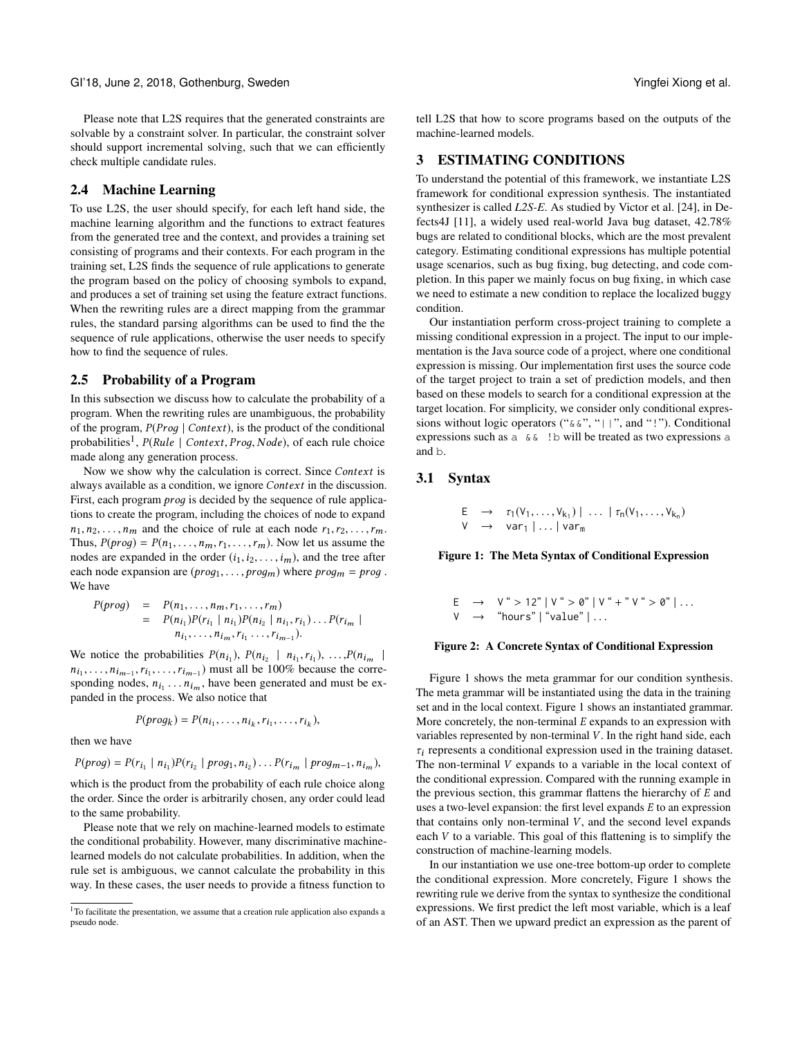Please note that L2S requires that the generated constraints are solvable by a constraint solver. In particular, the constraint solver should support incremental solving, such that we can efficiently check multiple candidate rules.

## 2.4 Machine Learning

To use L2S, the user should specify, for each left hand side, the machine learning algorithm and the functions to extract features from the generated tree and the context, and provides a training set consisting of programs and their contexts. For each program in the training set, L2S finds the sequence of rule applications to generate the program based on the policy of choosing symbols to expand, and produces a set of training set using the feature extract functions. When the rewriting rules are a direct mapping from the grammar rules, the standard parsing algorithms can be used to find the the sequence of rule applications, otherwise the user needs to specify how to find the sequence of rules.

## 2.5 Probability of a Program

In this subsection we discuss how to calculate the probability of a program. When the rewriting rules are unambiguous, the probability of the program, $P(Prog \mid Context)$, is the product of the conditional probabilities[1], $P(Rule \mid Context, Prog, Node)$, of each rule choice made along any generation process.

Now we show why the calculation is correct. Since *Context* is always available as a condition, we ignore *Context* in the discussion. First, each program *prog* is decided by the sequence of rule applications to create the program, including the choices of node to expand $n_1, n_2, \ldots, n_m$ and the choice of rule at each node $r_1, r_2, \ldots, r_m$. Thus, $P(prog) = P(n_1, \ldots, n_m, r_1, \ldots, r_m)$. Now let us assume the nodes are expanded in the order $(i_1, i_2, \ldots, i_m)$, and the tree after each node expansion are $(prog_1, \ldots, prog_m)$ where $prog_m = prog$. We have

$$
\begin{aligned}
P(prog) &= P(n_1, \ldots, n_m, r_1, \ldots, r_m) \\
&= P(n_{i_1})P(r_{i_1} \mid n_{i_1})P(n_{i_2} \mid n_{i_1}, r_{i_1}) \ldots P(r_{i_m} \mid \\
&\qquad n_{i_1}, \ldots, n_{i_m}, r_{i_1} \ldots, r_{i_{m-1}}).
\end{aligned}
$$

We notice the probabilities $P(n_{i_1})$, $P(n_{i_2} \mid n_{i_1}, r_{i_1})$, $\ldots$,$P(n_{i_m} \mid n_{i_1}, \ldots, n_{i_{m-1}}, r_{i_1}, \ldots, r_{i_{m-1}})$ must all be 100% because the corresponding nodes, $n_{i_1} \ldots n_{i_m}$, have been generated and must be expanded in the process. We also notice that

$$
P(prog_k) = P(n_{i_1}, \ldots, n_{i_k}, r_{i_1}, \ldots, r_{i_k}),
$$

then we have

$$
P(prog) = P(r_{i_1} \mid n_{i_1})P(r_{i_2} \mid prog_1, n_{i_2}) \ldots P(r_{i_m} \mid prog_{m-1}, n_{i_m}),
$$

which is the product from the probability of each rule choice along the order. Since the order is arbitrarily chosen, any order could lead to the same probability.

Please note that we rely on machine-learned models to estimate the conditional probability. However, many discriminative machine-learned models do not calculate probabilities. In addition, when the rule set is ambiguous, we cannot calculate the probability in this way. In these cases, the user needs to provide a fitness function to tell L2S that how to score programs based on the outputs of the machine-learned models.

[1] To facilitate the presentation, we assume that a creation rule application also expands a pseudo node.

# 3 ESTIMATING CONDITIONS

To understand the potential of this framework, we instantiate L2S framework for conditional expression synthesis. The instantiated synthesizer is called *L2S-E*. As studied by Victor et al. [24], in Defects4J [11], a widely used real-world Java bug dataset, 42.78% bugs are related to conditional blocks, which are the most prevalent category. Estimating conditional expressions has multiple potential usage scenarios, such as bug fixing, bug detecting, and code completion. In this paper we mainly focus on bug fixing, in which case we need to estimate a new condition to replace the localized buggy condition.

Our instantiation perform cross-project training to complete a missing conditional expression in a project. The input to our implementation is the Java source code of a project, where one conditional expression is missing. Our implementation first uses the source code of the target project to train a set of prediction models, and then based on these models to search for a conditional expression at the target location. For simplicity, we consider only conditional expressions without logic operators ("`&&`", "`||`", and "`!`"). Conditional expressions such as `a && !b` will be treated as two expressions `a` and `b`.

## 3.1 Syntax

$$
\begin{aligned}
\mathsf{E} &\rightarrow \tau_1(\mathsf{V}_1, \ldots, \mathsf{V}_{k_1}) \mid \ \ldots \ \mid \tau_n(\mathsf{V}_1, \ldots, \mathsf{V}_{k_n}) \\
\mathsf{V} &\rightarrow \mathsf{var}_1 \mid \ldots \mid \mathsf{var}_m
\end{aligned}
$$

**Figure 1: The Meta Syntax of Conditional Expression**

```
E  →  V " > 12" | V " > 0" | V " + " V " > 0" | ...
V  →  "hours" | "value" | ...
```

**Figure 2: A Concrete Syntax of Conditional Expression**

Figure 1 shows the meta grammar for our condition synthesis. The meta grammar will be instantiated using the data in the training set and in the local context. Figure 1 shows an instantiated grammar. More concretely, the non-terminal $E$ expands to an expression with variables represented by non-terminal $V$. In the right hand side, each $\tau_i$ represents a conditional expression used in the training dataset. The non-terminal $V$ expands to a variable in the local context of the conditional expression. Compared with the running example in the previous section, this grammar flattens the hierarchy of $E$ and uses a two-level expansion: the first level expands $E$ to an expression that contains only non-terminal $V$, and the second level expands each $V$ to a variable. This goal of this flattening is to simplify the construction of machine-learning models.

In our instantiation we use one-tree bottom-up order to complete the conditional expression. More concretely, Figure 1 shows the rewriting rule we derive from the syntax to synthesize the conditional expressions. We first predict the left most variable, which is a leaf of an AST. Then we upward predict an expression as the parent of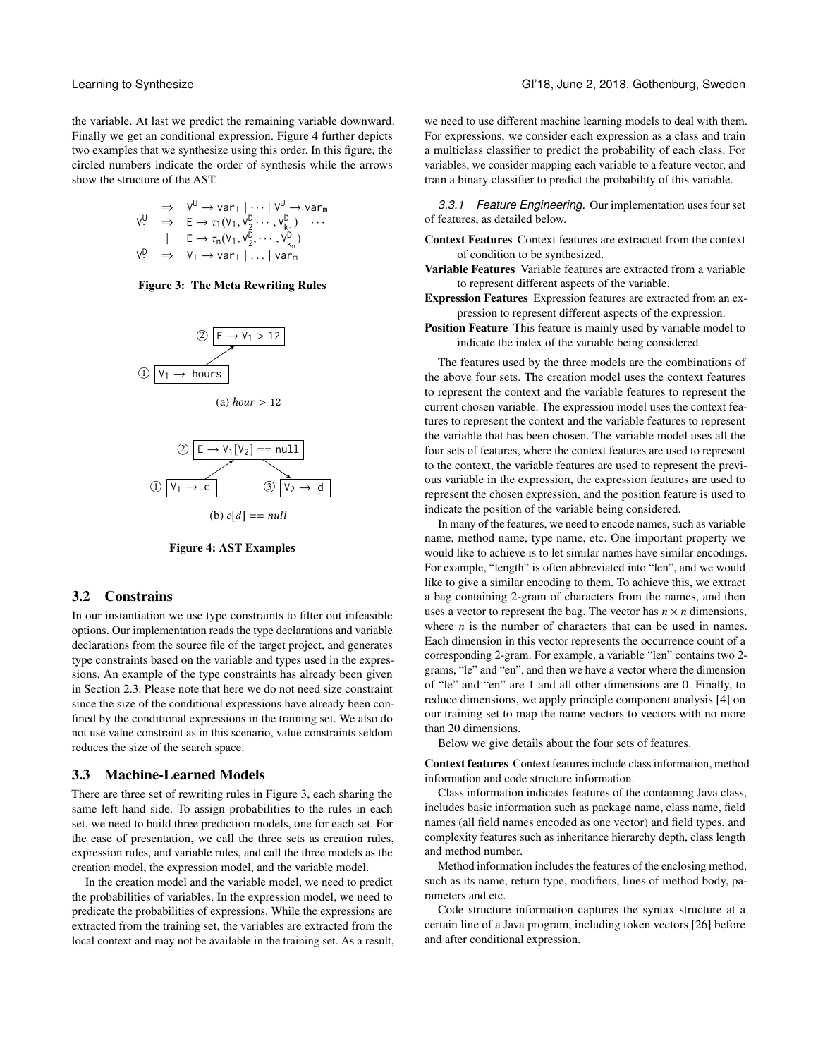the variable. At last we predict the remaining variable downward. Finally we get an conditional expression. Figure 4 further depicts two examples that we synthesize using this order. In this figure, the circled numbers indicate the order of synthesis while the arrows show the structure of the AST.

$$
\begin{array}{lcl}
 & \Rightarrow & \mathsf{V}^{\mathsf{U}} \rightarrow \mathsf{var}_1 \mid \cdots \mid \mathsf{V}^{\mathsf{U}} \rightarrow \mathsf{var}_m \\
\mathsf{V}_1^{\mathsf{U}} & \Rightarrow & \mathsf{E} \rightarrow \tau_1(\mathsf{V}_1, \mathsf{V}_2^{\mathsf{D}} \cdots, \mathsf{V}_{k_1}^{\mathsf{D}}) \mid \cdots \\
 & \mid & \mathsf{E} \rightarrow \tau_n(\mathsf{V}_1, \mathsf{V}_2^{\mathsf{D}}, \cdots, \mathsf{V}_{k_n}^{\mathsf{D}}) \\
\mathsf{V}_1^{\mathsf{D}} & \Rightarrow & \mathsf{V}_1 \rightarrow \mathsf{var}_1 \mid \ldots \mid \mathsf{var}_m
\end{array}
$$

**Figure 3: The Meta Rewriting Rules**

② $\mathsf{E} \rightarrow \mathsf{V}_1 > 12$

① $\mathsf{V}_1 \rightarrow$ hours

(a) $hour > 12$

② $\mathsf{E} \rightarrow \mathsf{V}_1[\mathsf{V}_2] ==$ null

① $\mathsf{V}_1 \rightarrow$ c

③ $\mathsf{V}_2 \rightarrow$ d

(b) $c[d] == null$

**Figure 4: AST Examples**

## 3.2 Constrains

In our instantiation we use type constraints to filter out infeasible options. Our implementation reads the type declarations and variable declarations from the source file of the target project, and generates type constraints based on the variable and types used in the expressions. An example of the type constraints has already been given in Section 2.3. Please note that here we do not need size constraint since the size of the conditional expressions have already been confined by the conditional expressions in the training set. We also do not use value constraint as in this scenario, value constraints seldom reduces the size of the search space.

## 3.3 Machine-Learned Models

There are three set of rewriting rules in Figure 3, each sharing the same left hand side. To assign probabilities to the rules in each set, we need to build three prediction models, one for each set. For the ease of presentation, we call the three sets as creation rules, expression rules, and variable rules, and call the three models as the creation model, the expression model, and the variable model.

In the creation model and the variable model, we need to predict the probabilities of variables. In the expression model, we need to predicate the probabilities of expressions. While the expressions are extracted from the training set, the variables are extracted from the local context and may not be available in the training set. As a result, we need to use different machine learning models to deal with them. For expressions, we consider each expression as a class and train a multiclass classifier to predict the probability of each class. For variables, we consider mapping each variable to a feature vector, and train a binary classifier to predict the probability of this variable.

### 3.3.1 Feature Engineering.

Our implementation uses four set of features, as detailed below.

**Context Features** Context features are extracted from the context of condition to be synthesized.

**Variable Features** Variable features are extracted from a variable to represent different aspects of the variable.

**Expression Features** Expression features are extracted from an expression to represent different aspects of the expression.

**Position Feature** This feature is mainly used by variable model to indicate the index of the variable being considered.

The features used by the three models are the combinations of the above four sets. The creation model uses the context features to represent the context and the variable features to represent the current chosen variable. The expression model uses the context features to represent the context and the variable features to represent the variable that has been chosen. The variable model uses all the four sets of features, where the context features are used to represent to the context, the variable features are used to represent the previous variable in the expression, the expression features are used to represent the chosen expression, and the position feature is used to indicate the position of the variable being considered.

In many of the features, we need to encode names, such as variable name, method name, type name, etc. One important property we would like to achieve is to let similar names have similar encodings. For example, "length" is often abbreviated into "len", and we would like to give a similar encoding to them. To achieve this, we extract a bag containing 2-gram of characters from the names, and then uses a vector to represent the bag. The vector has $n \times n$ dimensions, where $n$ is the number of characters that can be used in names. Each dimension in this vector represents the occurrence count of a corresponding 2-gram. For example, a variable "len" contains two 2-grams, "le" and "en", and then we have a vector where the dimension of "le" and "en" are 1 and all other dimensions are 0. Finally, to reduce dimensions, we apply principle component analysis [4] on our training set to map the name vectors to vectors with no more than 20 dimensions.

Below we give details about the four sets of features.

**Context features** Context features include class information, method information and code structure information.

Class information indicates features of the containing Java class, includes basic information such as package name, class name, field names (all field names encoded as one vector) and field types, and complexity features such as inheritance hierarchy depth, class length and method number.

Method information includes the features of the enclosing method, such as its name, return type, modifiers, lines of method body, parameters and etc.

Code structure information captures the syntax structure at a certain line of a Java program, including token vectors [26] before and after conditional expression.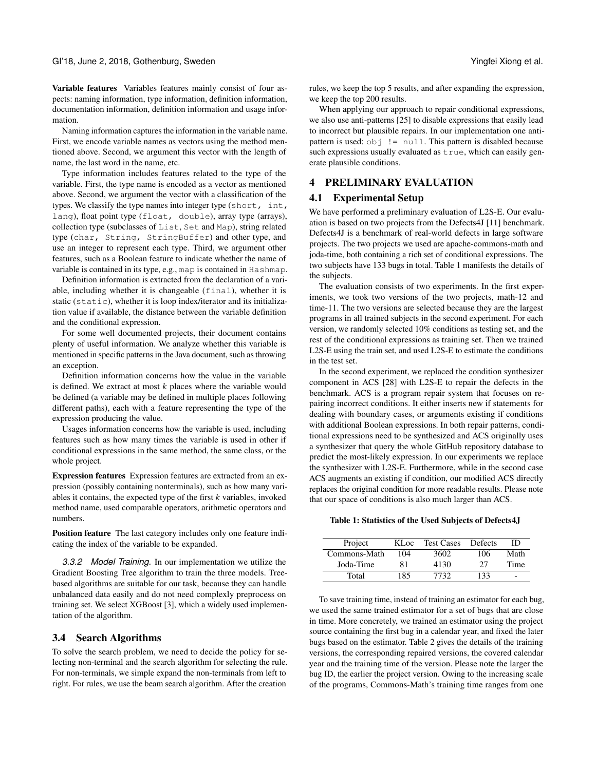**Variable features** Variables features mainly consist of four aspects: naming information, type information, definition information, documentation information, definition information and usage information.

Naming information captures the information in the variable name. First, we encode variable names as vectors using the method mentioned above. Second, we argument this vector with the length of name, the last word in the name, etc.

Type information includes features related to the type of the variable. First, the type name is encoded as a vector as mentioned above. Second, we argument the vector with a classification of the types. We classify the type names into integer type (`short, int, lang`), float point type (`float, double`), array type (arrays), collection type (subclasses of `List`, `Set` and `Map`), string related type (`char, String, StringBuffer`) and other type, and use an integer to represent each type. Third, we argument other features, such as a Boolean feature to indicate whether the name of variable is contained in its type, e.g., `map` is contained in `Hashmap`.

Definition information is extracted from the declaration of a variable, including whether it is changeable (`final`), whether it is static (`static`), whether it is loop index/iterator and its initialization value if available, the distance between the variable definition and the conditional expression.

For some well documented projects, their document contains plenty of useful information. We analyze whether this variable is mentioned in specific patterns in the Java document, such as throwing an exception.

Definition information concerns how the value in the variable is defined. We extract at most $k$ places where the variable would be defined (a variable may be defined in multiple places following different paths), each with a feature representing the type of the expression producing the value.

Usages information concerns how the variable is used, including features such as how many times the variable is used in other if conditional expressions in the same method, the same class, or the whole project.

**Expression features** Expression features are extracted from an expression (possibly containing nonterminals), such as how many variables it contains, the expected type of the first $k$ variables, invoked method name, used comparable operators, arithmetic operators and numbers.

**Position feature** The last category includes only one feature indicating the index of the variable to be expanded.

#### *3.3.2 Model Training.*

In our implementation we utilize the Gradient Boosting Tree algorithm to train the three models. Tree-based algorithms are suitable for our task, because they can handle unbalanced data easily and do not need complexly preprocess on training set. We select XGBoost [3], which a widely used implementation of the algorithm.

### 3.4 Search Algorithms

To solve the search problem, we need to decide the policy for selecting non-terminal and the search algorithm for selecting the rule. For non-terminals, we simple expand the non-terminals from left to right. For rules, we use the beam search algorithm. After the creation rules, we keep the top 5 results, and after expanding the expression, we keep the top 200 results.

When applying our approach to repair conditional expressions, we also use anti-patterns [25] to disable expressions that easily lead to incorrect but plausible repairs. In our implementation one anti-pattern is used: `obj != null`. This pattern is disabled because such expressions usually evaluated as `true`, which can easily generate plausible conditions.

## 4 PRELIMINARY EVALUATION

### 4.1 Experimental Setup

We have performed a preliminary evaluation of L2S-E. Our evaluation is based on two projects from the Defects4J [11] benchmark. Defects4J is a benchmark of real-world defects in large software projects. The two projects we used are apache-commons-math and joda-time, both containing a rich set of conditional expressions. The two subjects have 133 bugs in total. Table 1 manifests the details of the subjects.

The evaluation consists of two experiments. In the first experiments, we took two versions of the two projects, math-12 and time-11. The two versions are selected because they are the largest programs in all trained subjects in the second experiment. For each version, we randomly selected 10% conditions as testing set, and the rest of the conditional expressions as training set. Then we trained L2S-E using the train set, and used L2S-E to estimate the conditions in the test set.

In the second experiment, we replaced the condition synthesizer component in ACS [28] with L2S-E to repair the defects in the benchmark. ACS is a program repair system that focuses on repairing incorrect conditions. It either inserts new if statements for dealing with boundary cases, or arguments existing if conditions with additional Boolean expressions. In both repair patterns, conditional expressions need to be synthesized and ACS originally uses a synthesizer that query the whole GitHub repository database to predict the most-likely expression. In our experiments we replace the synthesizer with L2S-E. Furthermore, while in the second case ACS augments an existing if condition, our modified ACS directly replaces the original condition for more readable results. Please note that our space of conditions is also much larger than ACS.

**Table 1: Statistics of the Used Subjects of Defects4J**

| Project | KLoc | Test Cases | Defects | ID |
|---|---|---|---|---|
| Commons-Math | 104 | 3602 | 106 | Math |
| Joda-Time | 81 | 4130 | 27 | Time |
| Total | 185 | 7732 | 133 | - |

To save training time, instead of training an estimator for each bug, we used the same trained estimator for a set of bugs that are close in time. More concretely, we trained an estimator using the project source containing the first bug in a calendar year, and fixed the later bugs based on the estimator. Table 2 gives the details of the training versions, the corresponding repaired versions, the covered calendar year and the training time of the version. Please note the larger the bug ID, the earlier the project version. Owing to the increasing scale of the programs, Commons-Math's training time ranges from one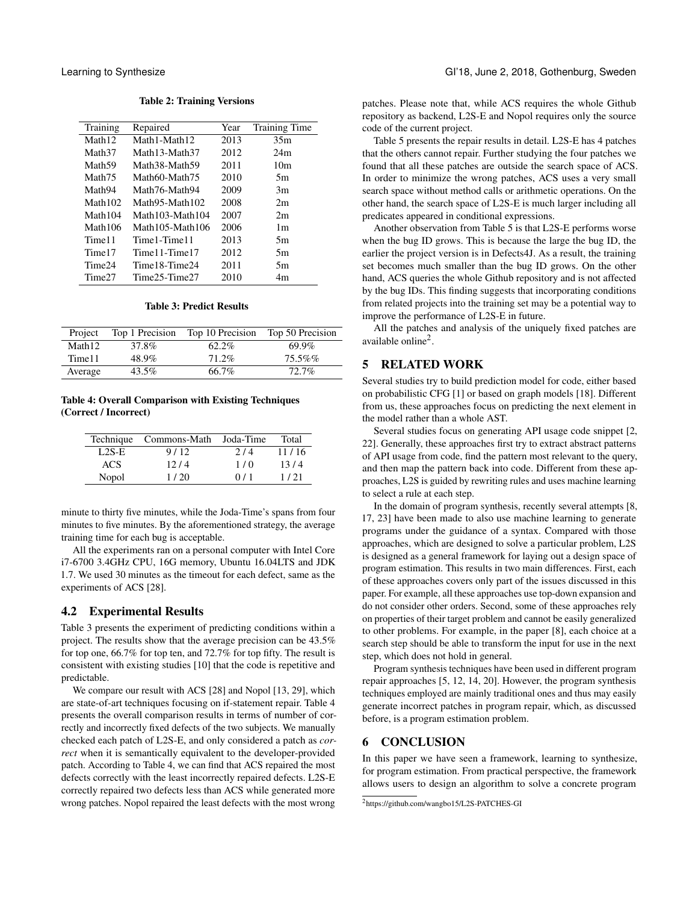**Table 2: Training Versions**

| Training | Repaired | Year | Training Time |
|---|---|---|---|
| Math12 | Math1-Math12 | 2013 | 35m |
| Math37 | Math13-Math37 | 2012 | 24m |
| Math59 | Math38-Math59 | 2011 | 10m |
| Math75 | Math60-Math75 | 2010 | 5m |
| Math94 | Math76-Math94 | 2009 | 3m |
| Math102 | Math95-Math102 | 2008 | 2m |
| Math104 | Math103-Math104 | 2007 | 2m |
| Math106 | Math105-Math106 | 2006 | 1m |
| Time11 | Time1-Time11 | 2013 | 5m |
| Time17 | Time11-Time17 | 2012 | 5m |
| Time24 | Time18-Time24 | 2011 | 5m |
| Time27 | Time25-Time27 | 2010 | 4m |

**Table 3: Predict Results**

| Project | Top 1 Precision | Top 10 Precision | Top 50 Precision |
|---|---|---|---|
| Math12 | 37.8% | 62.2% | 69.9% |
| Time11 | 48.9% | 71.2% | 75.5%% |
| Average | 43.5% | 66.7% | 72.7% |

**Table 4: Overall Comparison with Existing Techniques (Correct / Incorrect)**

| Technique | Commons-Math | Joda-Time | Total |
|---|---|---|---|
| L2S-E | 9 / 12 | 2 / 4 | 11 / 16 |
| ACS | 12 / 4 | 1 / 0 | 13 / 4 |
| Nopol | 1 / 20 | 0 / 1 | 1 / 21 |

minute to thirty five minutes, while the Joda-Time's spans from four minutes to five minutes. By the aforementioned strategy, the average training time for each bug is acceptable.

All the experiments ran on a personal computer with Intel Core i7-6700 3.4GHz CPU, 16G memory, Ubuntu 16.04LTS and JDK 1.7. We used 30 minutes as the timeout for each defect, same as the experiments of ACS [28].

## 4.2 Experimental Results

Table 3 presents the experiment of predicting conditions within a project. The results show that the average precision can be 43.5% for top one, 66.7% for top ten, and 72.7% for top fifty. The result is consistent with existing studies [10] that the code is repetitive and predictable.

We compare our result with ACS [28] and Nopol [13, 29], which are state-of-art techniques focusing on if-statement repair. Table 4 presents the overall comparison results in terms of number of correctly and incorrectly fixed defects of the two subjects. We manually checked each patch of L2S-E, and only considered a patch as *correct* when it is semantically equivalent to the developer-provided patch. According to Table 4, we can find that ACS repaired the most defects correctly with the least incorrectly repaired defects. L2S-E correctly repaired two defects less than ACS while generated more wrong patches. Nopol repaired the least defects with the most wrong patches. Please note that, while ACS requires the whole Github repository as backend, L2S-E and Nopol requires only the source code of the current project.

Table 5 presents the repair results in detail. L2S-E has 4 patches that the others cannot repair. Further studying the four patches we found that all these patches are outside the search space of ACS. In order to minimize the wrong patches, ACS uses a very small search space without method calls or arithmetic operations. On the other hand, the search space of L2S-E is much larger including all predicates appeared in conditional expressions.

Another observation from Table 5 is that L2S-E performs worse when the bug ID grows. This is because the large the bug ID, the earlier the project version is in Defects4J. As a result, the training set becomes much smaller than the bug ID grows. On the other hand, ACS queries the whole Github repository and is not affected by the bug IDs. This finding suggests that incorporating conditions from related projects into the training set may be a potential way to improve the performance of L2S-E in future.

All the patches and analysis of the uniquely fixed patches are available online[2].

## 5 RELATED WORK

Several studies try to build prediction model for code, either based on probabilistic CFG [1] or based on graph models [18]. Different from us, these approaches focus on predicting the next element in the model rather than a whole AST.

Several studies focus on generating API usage code snippet [2, 22]. Generally, these approaches first try to extract abstract patterns of API usage from code, find the pattern most relevant to the query, and then map the pattern back into code. Different from these approaches, L2S is guided by rewriting rules and uses machine learning to select a rule at each step.

In the domain of program synthesis, recently several attempts [8, 17, 23] have been made to also use machine learning to generate programs under the guidance of a syntax. Compared with those approaches, which are designed to solve a particular problem, L2S is designed as a general framework for laying out a design space of program estimation. This results in two main differences. First, each of these approaches covers only part of the issues discussed in this paper. For example, all these approaches use top-down expansion and do not consider other orders. Second, some of these approaches rely on properties of their target problem and cannot be easily generalized to other problems. For example, in the paper [8], each choice at a search step should be able to transform the input for use in the next step, which does not hold in general.

Program synthesis techniques have been used in different program repair approaches [5, 12, 14, 20]. However, the program synthesis techniques employed are mainly traditional ones and thus may easily generate incorrect patches in program repair, which, as discussed before, is a program estimation problem.

## 6 CONCLUSION

In this paper we have seen a framework, learning to synthesize, for program estimation. From practical perspective, the framework allows users to design an algorithm to solve a concrete program

[2] https://github.com/wangbo15/L2S-PATCHES-GI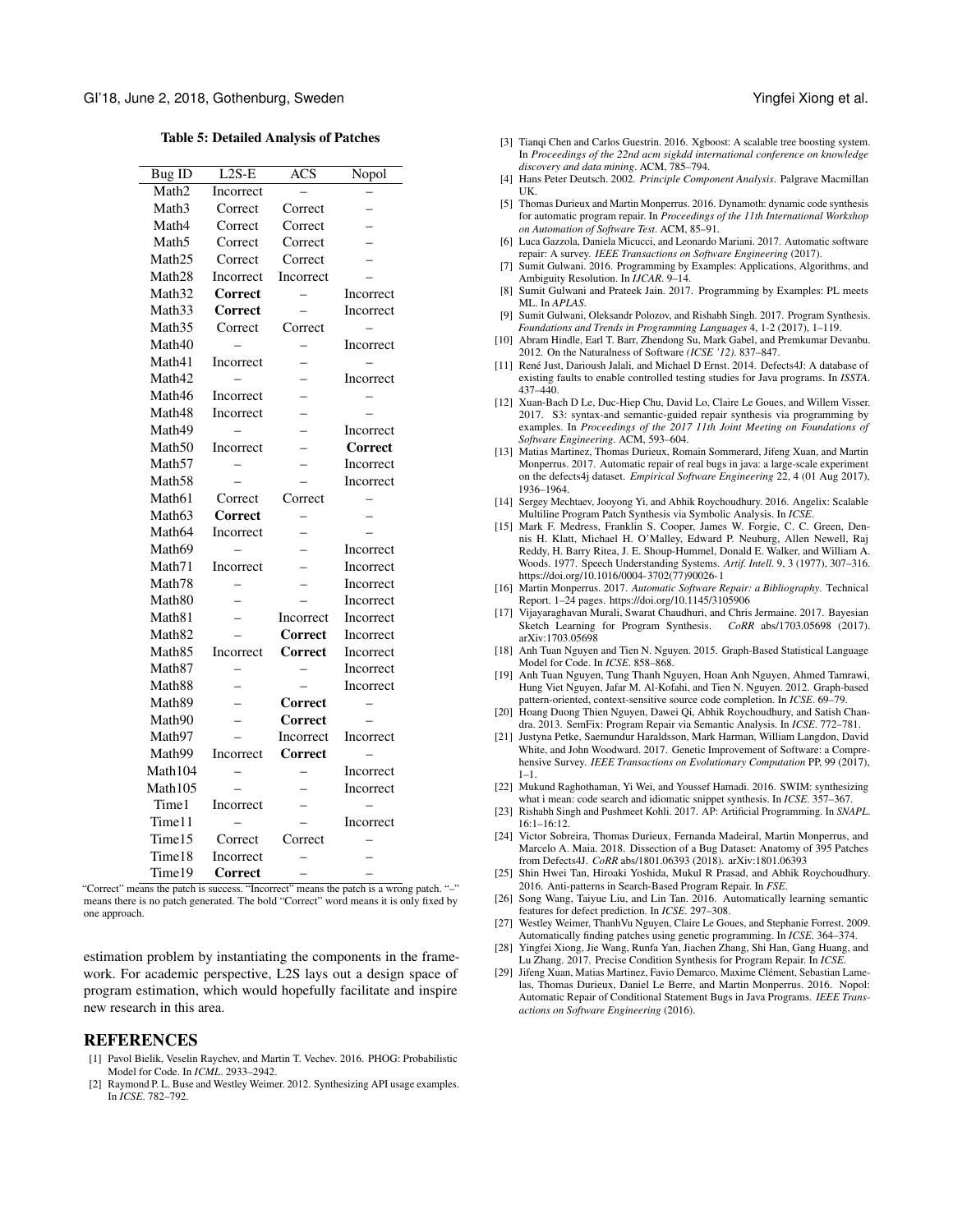**Table 5: Detailed Analysis of Patches**

| Bug ID | L2S-E | ACS | Nopol |
|---|---|---|---|
| Math2 | Incorrect | – | – |
| Math3 | Correct | Correct | – |
| Math4 | Correct | Correct | – |
| Math5 | Correct | Correct | – |
| Math25 | Correct | Correct | – |
| Math28 | Incorrect | Incorrect | – |
| Math32 | **Correct** | – | Incorrect |
| Math33 | **Correct** | – | Incorrect |
| Math35 | Correct | Correct | – |
| Math40 | – | – | Incorrect |
| Math41 | Incorrect | – | – |
| Math42 | – | – | Incorrect |
| Math46 | Incorrect | – | – |
| Math48 | Incorrect | – | – |
| Math49 | – | – | Incorrect |
| Math50 | Incorrect | – | **Correct** |
| Math57 | – | – | Incorrect |
| Math58 | – | – | Incorrect |
| Math61 | Correct | Correct | – |
| Math63 | **Correct** | – | – |
| Math64 | Incorrect | – | – |
| Math69 | – | – | Incorrect |
| Math71 | Incorrect | – | Incorrect |
| Math78 | – | – | Incorrect |
| Math80 | – | – | Incorrect |
| Math81 | – | Incorrect | Incorrect |
| Math82 | – | **Correct** | Incorrect |
| Math85 | Incorrect | **Correct** | Incorrect |
| Math87 | – | – | Incorrect |
| Math88 | – | – | Incorrect |
| Math89 | – | **Correct** | – |
| Math90 | – | **Correct** | – |
| Math97 | – | Incorrect | Incorrect |
| Math99 | Incorrect | **Correct** | – |
| Math104 | – | – | Incorrect |
| Math105 | – | – | Incorrect |
| Time1 | Incorrect | – | – |
| Time11 | – | – | Incorrect |
| Time15 | Correct | Correct | – |
| Time18 | Incorrect | – | – |
| Time19 | **Correct** | – | – |

"Correct" means the patch is success. "Incorrect" means the patch is a wrong patch. "–" means there is no patch generated. The bold "Correct" word means it is only fixed by one approach.

estimation problem by instantiating the components in the framework. For academic perspective, L2S lays out a design space of program estimation, which would hopefully facilitate and inspire new research in this area.

## REFERENCES

- [1] Pavol Bielik, Veselin Raychev, and Martin T. Vechev. 2016. PHOG: Probabilistic Model for Code. In *ICML*. 2933–2942.
- [2] Raymond P. L. Buse and Westley Weimer. 2012. Synthesizing API usage examples. In *ICSE*. 782–792.
- [3] Tianqi Chen and Carlos Guestrin. 2016. Xgboost: A scalable tree boosting system. In *Proceedings of the 22nd acm sigkdd international conference on knowledge discovery and data mining*. ACM, 785–794.
- [4] Hans Peter Deutsch. 2002. *Principle Component Analysis*. Palgrave Macmillan UK.
- [5] Thomas Durieux and Martin Monperrus. 2016. Dynamoth: dynamic code synthesis for automatic program repair. In *Proceedings of the 11th International Workshop on Automation of Software Test*. ACM, 85–91.
- [6] Luca Gazzola, Daniela Micucci, and Leonardo Mariani. 2017. Automatic software repair: A survey. *IEEE Transactions on Software Engineering* (2017).
- [7] Sumit Gulwani. 2016. Programming by Examples: Applications, Algorithms, and Ambiguity Resolution. In *IJCAR*. 9–14.
- [8] Sumit Gulwani and Prateek Jain. 2017. Programming by Examples: PL meets ML. In *APLAS*.
- [9] Sumit Gulwani, Oleksandr Polozov, and Rishabh Singh. 2017. Program Synthesis. *Foundations and Trends in Programming Languages* 4, 1-2 (2017), 1–119.
- [10] Abram Hindle, Earl T. Barr, Zhendong Su, Mark Gabel, and Premkumar Devanbu. 2012. On the Naturalness of Software *(ICSE '12)*. 837–847.
- [11] René Just, Darioush Jalali, and Michael D Ernst. 2014. Defects4J: A database of existing faults to enable controlled testing studies for Java programs. In *ISSTA*. 437–440.
- [12] Xuan-Bach D Le, Duc-Hiep Chu, David Lo, Claire Le Goues, and Willem Visser. 2017. S3: syntax-and semantic-guided repair synthesis via programming by examples. In *Proceedings of the 2017 11th Joint Meeting on Foundations of Software Engineering*. ACM, 593–604.
- [13] Matias Martinez, Thomas Durieux, Romain Sommerard, Jifeng Xuan, and Martin Monperrus. 2017. Automatic repair of real bugs in java: a large-scale experiment on the defects4j dataset. *Empirical Software Engineering* 22, 4 (01 Aug 2017), 1936–1964.
- [14] Sergey Mechtaev, Jooyong Yi, and Abhik Roychoudhury. 2016. Angelix: Scalable Multiline Program Patch Synthesis via Symbolic Analysis. In *ICSE*.
- [15] Mark F. Medress, Franklin S. Cooper, James W. Forgie, C. C. Green, Dennis H. Klatt, Michael H. O'Malley, Edward P. Neuburg, Allen Newell, Raj Reddy, H. Barry Ritea, J. E. Shoup-Hummel, Donald E. Walker, and William A. Woods. 1977. Speech Understanding Systems. *Artif. Intell.* 9, 3 (1977), 307–316. https://doi.org/10.1016/0004-3702(77)90026-1
- [16] Martin Monperrus. 2017. *Automatic Software Repair: a Bibliography*. Technical Report. 1–24 pages. https://doi.org/10.1145/3105906
- [17] Vijayaraghavan Murali, Swarat Chaudhuri, and Chris Jermaine. 2017. Bayesian Sketch Learning for Program Synthesis. *CoRR* abs/1703.05698 (2017). arXiv:1703.05698
- [18] Anh Tuan Nguyen and Tien N. Nguyen. 2015. Graph-Based Statistical Language Model for Code. In *ICSE*. 858–868.
- [19] Anh Tuan Nguyen, Tung Thanh Nguyen, Hoan Anh Nguyen, Ahmed Tamrawi, Hung Viet Nguyen, Jafar M. Al-Kofahi, and Tien N. Nguyen. 2012. Graph-based pattern-oriented, context-sensitive source code completion. In *ICSE*. 69–79.
- [20] Hoang Duong Thien Nguyen, Dawei Qi, Abhik Roychoudhury, and Satish Chandra. 2013. SemFix: Program Repair via Semantic Analysis. In *ICSE*. 772–781.
- [21] Justyna Petke, Saemundur Haraldsson, Mark Harman, William Langdon, David White, and John Woodward. 2017. Genetic Improvement of Software: a Comprehensive Survey. *IEEE Transactions on Evolutionary Computation* PP, 99 (2017), 1–1.
- [22] Mukund Raghothaman, Yi Wei, and Youssef Hamadi. 2016. SWIM: synthesizing what i mean: code search and idiomatic snippet synthesis. In *ICSE*. 357–367.
- [23] Rishabh Singh and Pushmeet Kohli. 2017. AP: Artificial Programming. In *SNAPL*. 16:1–16:12.
- [24] Victor Sobreira, Thomas Durieux, Fernanda Madeiral, Martin Monperrus, and Marcelo A. Maia. 2018. Dissection of a Bug Dataset: Anatomy of 395 Patches from Defects4J. *CoRR* abs/1801.06393 (2018). arXiv:1801.06393
- [25] Shin Hwei Tan, Hiroaki Yoshida, Mukul R Prasad, and Abhik Roychoudhury. 2016. Anti-patterns in Search-Based Program Repair. In *FSE*.
- [26] Song Wang, Taiyue Liu, and Lin Tan. 2016. Automatically learning semantic features for defect prediction. In *ICSE*. 297–308.
- [27] Westley Weimer, ThanhVu Nguyen, Claire Le Goues, and Stephanie Forrest. 2009. Automatically finding patches using genetic programming. In *ICSE*. 364–374.
- [28] Yingfei Xiong, Jie Wang, Runfa Yan, Jiachen Zhang, Shi Han, Gang Huang, and Lu Zhang. 2017. Precise Condition Synthesis for Program Repair. In *ICSE*.
- [29] Jifeng Xuan, Matias Martinez, Favio Demarco, Maxime Clément, Sebastian Lamelas, Thomas Durieux, Daniel Le Berre, and Martin Monperrus. 2016. Nopol: Automatic Repair of Conditional Statement Bugs in Java Programs. *IEEE Transactions on Software Engineering* (2016).